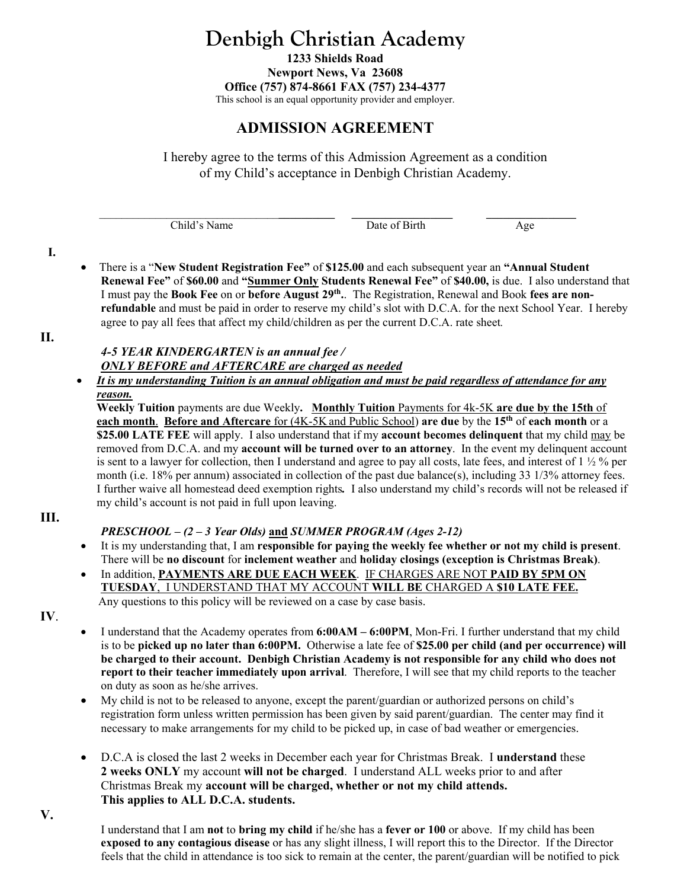# Denbigh Christian Academy

**1233 Shields Road**
**Newport News, Va 23608**
**Office (757) 874-8661 FAX (757) 234-4377**
This school is an equal opportunity provider and employer.

## ADMISSION AGREEMENT

I hereby agree to the terms of this Admission Agreement as a condition of my Child's acceptance in Denbigh Christian Academy.

\_\_\_\_\_\_\_\_\_\_\_\_\_\_\_\_\_\_\_\_\_\_\_\_\_\_\_\_\_\_\_\_\_\_ \_\_\_\_\_\_\_\_\_\_\_\_\_\_\_\_\_\_ \_\_\_\_\_\_\_\_\_\_\_\_\_\_\_\_
Child's Name Date of Birth Age

**I.**

- There is a "**New Student Registration Fee"** of **$125.00** and each subsequent year an **"Annual Student Renewal Fee"** of **$60.00** and **"Summer Only Students Renewal Fee"** of **$40.00,** is due. I also understand that I must pay the **Book Fee** on or **before August 29th.**. The Registration, Renewal and Book **fees are non-refundable** and must be paid in order to reserve my child's slot with D.C.A. for the next School Year. I hereby agree to pay all fees that affect my child/children as per the current D.C.A. rate sheet.

**II.**

***4-5 YEAR KINDERGARTEN is an annual fee /***
***ONLY BEFORE and AFTERCARE are charged as needed***

- ***It is my understanding Tuition is an annual obligation and must be paid regardless of attendance for any reason.***

  **Weekly Tuition** payments are due Weekly**.** **Monthly Tuition** Payments for 4k-5K **are due by the 15th** of **each month**. **Before and Aftercare** for (4K-5K and Public School) **are due** by the **15th** of **each month** or a **$25.00 LATE FEE** will apply. I also understand that if my **account becomes delinquent** that my child may be removed from D.C.A. and my **account will be turned over to an attorney**. In the event my delinquent account is sent to a lawyer for collection, then I understand and agree to pay all costs, late fees, and interest of 1 ½ % per month (i.e. 18% per annum) associated in collection of the past due balance(s), including 33 1/3% attorney fees. I further waive all homestead deed exemption rights**.** I also understand my child's records will not be released if my child's account is not paid in full upon leaving.

**III.**

***PRESCHOOL – (2 – 3 Year Olds)*** **and** ***SUMMER PROGRAM (Ages 2-12)***

- It is my understanding that, I am **responsible for paying the weekly fee whether or not my child is present**. There will be **no discount** for **inclement weather** and **holiday closings (exception is Christmas Break)**.
- In addition, **PAYMENTS ARE DUE EACH WEEK**. IF CHARGES ARE NOT **PAID BY 5PM ON TUESDAY**, I UNDERSTAND THAT MY ACCOUNT **WILL BE** CHARGED A **$10 LATE FEE.**
  Any questions to this policy will be reviewed on a case by case basis.

**IV**.

- I understand that the Academy operates from **6:00AM – 6:00PM**, Mon-Fri. I further understand that my child is to be **picked up no later than 6:00PM.** Otherwise a late fee of **$25.00 per child (and per occurrence) will be charged to their account. Denbigh Christian Academy is not responsible for any child who does not report to their teacher immediately upon arrival**. Therefore, I will see that my child reports to the teacher on duty as soon as he/she arrives.
- My child is not to be released to anyone, except the parent/guardian or authorized persons on child's registration form unless written permission has been given by said parent/guardian. The center may find it necessary to make arrangements for my child to be picked up, in case of bad weather or emergencies.
- D.C.A is closed the last 2 weeks in December each year for Christmas Break. I **understand** these **2 weeks ONLY** my account **will not be charged**. I understand ALL weeks prior to and after Christmas Break my **account will be charged, whether or not my child attends.** **This applies to ALL D.C.A. students.**

**V.**

I understand that I am **not** to **bring my child** if he/she has a **fever or 100** or above. If my child has been **exposed to any contagious disease** or has any slight illness, I will report this to the Director. If the Director feels that the child in attendance is too sick to remain at the center, the parent/guardian will be notified to pick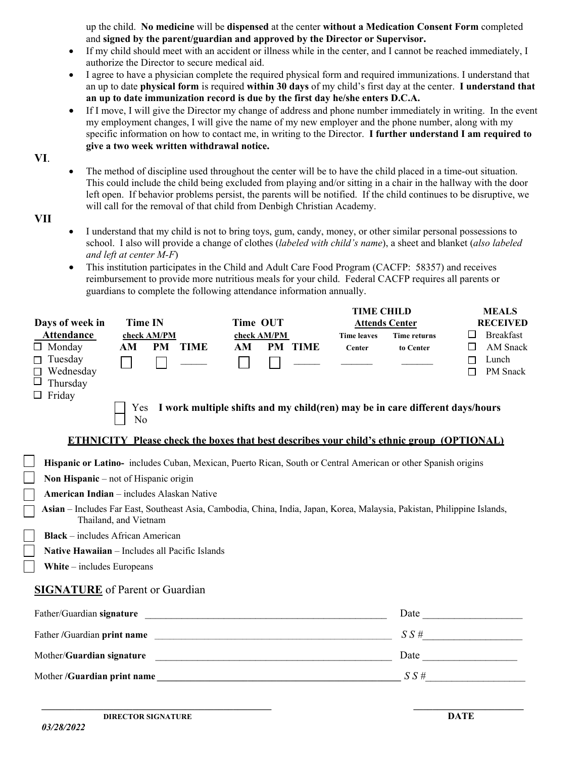up the child. **No medicine** will be **dispensed** at the center **without a Medication Consent Form** completed and **signed by the parent/guardian and approved by the Director or Supervisor.**

- If my child should meet with an accident or illness while in the center, and I cannot be reached immediately, I authorize the Director to secure medical aid.
- I agree to have a physician complete the required physical form and required immunizations. I understand that an up to date **physical form** is required **within 30 days** of my child's first day at the center. **I understand that an up to date immunization record is due by the first day he/she enters D.C.A.**
- If I move, I will give the Director my change of address and phone number immediately in writing. In the event my employment changes, I will give the name of my new employer and the phone number, along with my specific information on how to contact me, in writing to the Director. **I further understand I am required to give a two week written withdrawal notice.**

**VI**.

- The method of discipline used throughout the center will be to have the child placed in a time-out situation. This could include the child being excluded from playing and/or sitting in a chair in the hallway with the door left open. If behavior problems persist, the parents will be notified. If the child continues to be disruptive, we will call for the removal of that child from Denbigh Christian Academy.

**VII**

- I understand that my child is not to bring toys, gum, candy, money, or other similar personal possessions to school. I also will provide a change of clothes (*labeled with child's name*), a sheet and blanket (*also labeled and left at center M-F*)
- This institution participates in the Child and Adult Care Food Program (CACFP: 58357) and receives reimbursement to provide more nutritious meals for your child. Federal CACFP requires all parents or guardians to complete the following attendance information annually.

| Days of week in Attendance | Time IN (check AM/PM) | | | Time OUT (check AM/PM) | | | TIME CHILD Attends Center | | MEALS RECEIVED |
|---|---|---|---|---|---|---|---|---|---|
| | AM | PM | TIME | AM | PM | TIME | Time leaves Center | Time returns to Center | |
| ☐ Monday | ☐ | ☐ | _____ | ☐ | ☐ | _____ | ______ | ______ | ☐ Breakfast |
| ☐ Tuesday | | | | | | | | | ☐ AM Snack |
| ☐ Wednesday | | | | | | | | | ☐ Lunch |
| ☐ Thursday | | | | | | | | | ☐ PM Snack |
| ☐ Friday | | | | | | | | | |

☐ Yes **I work multiple shifts and my child(ren) may be in care different days/hours**
☐ No

**ETHNICITY Please check the boxes that best describes your child's ethnic group (OPTIONAL)**

☐ **Hispanic or Latino-** includes Cuban, Mexican, Puerto Rican, South or Central American or other Spanish origins

☐ **Non Hispanic** – not of Hispanic origin

☐ **American Indian** – includes Alaskan Native

☐ **Asian** – Includes Far East, Southeast Asia, Cambodia, China, India, Japan, Korea, Malaysia, Pakistan, Philippine Islands, Thailand, and Vietnam

☐ **Black** – includes African American

☐ **Native Hawaiian** – Includes all Pacific Islands

☐ **White** – includes Europeans

## SIGNATURE of Parent or Guardian

Father/Guardian **signature** ______________________________ Date ______________

Father /Guardian **print name** ______________________________ *S S #*______________

Mother/**Guardian signature** ______________________________ Date ______________

Mother /**Guardian print name** ______________________________ *S S #*______________

______________________________ ______________

**DIRECTOR SIGNATURE** **DATE**

***03/28/2022***